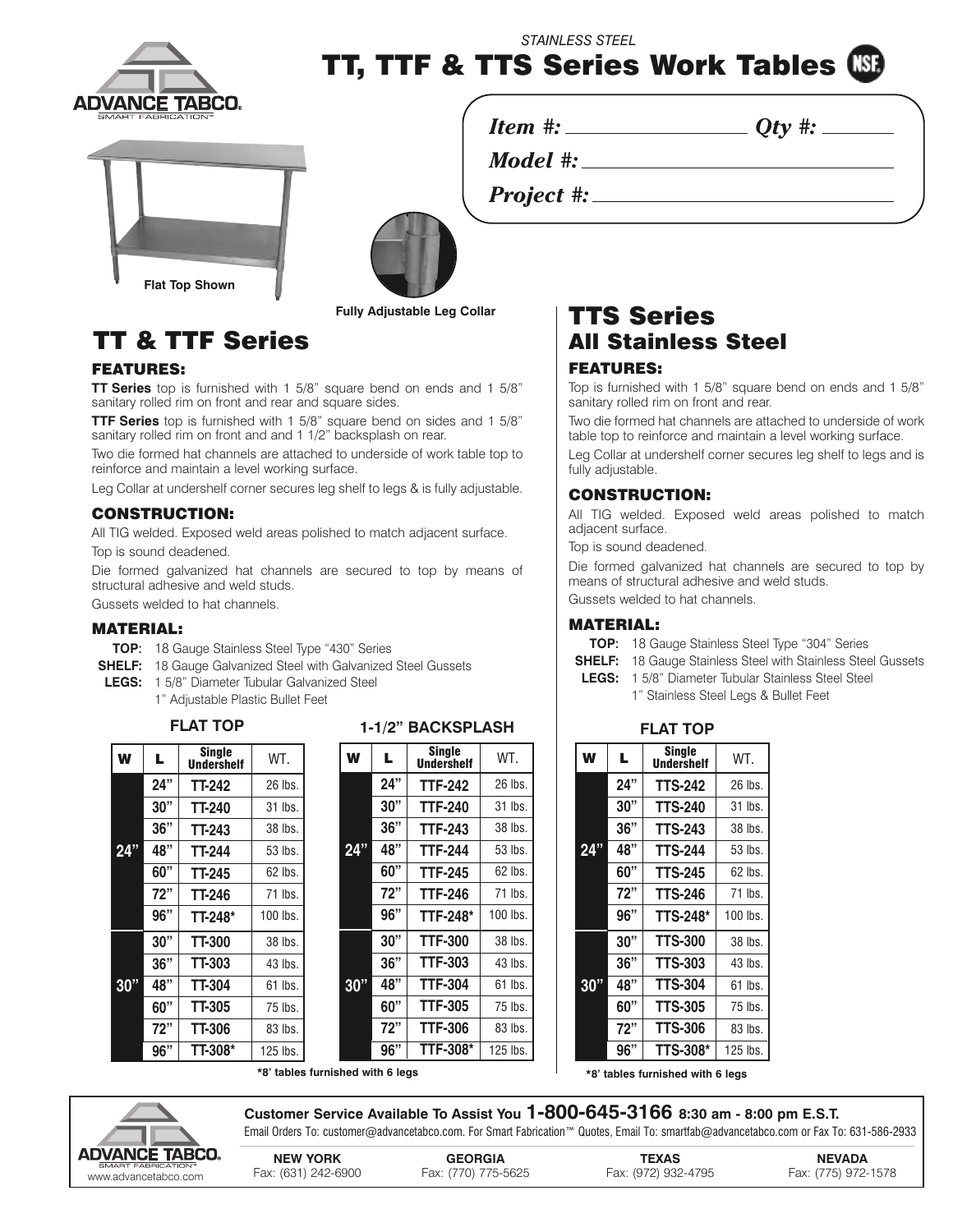# STAINLESS STEEL
# TT, TTF & TTS Series Work Tables

ADVANCE TABCO. SMART FABRICATION™

*Item #:* ______________ *Qty #:* ________

*Model #:* ______________________________

*Project #:* _____________________________

Flat Top Shown

Fully Adjustable Leg Collar

## TT & TTF Series

### FEATURES:

**TT Series** top is furnished with 1 5/8" square bend on ends and 1 5/8" sanitary rolled rim on front and rear and square sides.

**TTF Series** top is furnished with 1 5/8" square bend on sides and 1 5/8" sanitary rolled rim on front and and 1 1/2" backsplash on rear.

Two die formed hat channels are attached to underside of work table top to reinforce and maintain a level working surface.

Leg Collar at undershelf corner secures leg shelf to legs & is fully adjustable.

### CONSTRUCTION:

All TIG welded. Exposed weld areas polished to match adjacent surface.

Top is sound deadened.

Die formed galvanized hat channels are secured to top by means of structural adhesive and weld studs.

Gussets welded to hat channels.

### MATERIAL:

**TOP:** 18 Gauge Stainless Steel Type "430" Series

**SHELF:** 18 Gauge Galvanized Steel with Galvanized Steel Gussets

**LEGS:** 1 5/8" Diameter Tubular Galvanized Steel
1" Adjustable Plastic Bullet Feet

**FLAT TOP**

| W | L | Single Undershelf | WT. |
|---|---|---|---|
| 24" | 24" | TT-242 | 26 lbs. |
| | 30" | TT-240 | 31 lbs. |
| | 36" | TT-243 | 38 lbs. |
| | 48" | TT-244 | 53 lbs. |
| | 60" | TT-245 | 62 lbs. |
| | 72" | TT-246 | 71 lbs. |
| | 96" | TT-248* | 100 lbs. |
| 30" | 30" | TT-300 | 38 lbs. |
| | 36" | TT-303 | 43 lbs. |
| | 48" | TT-304 | 61 lbs. |
| | 60" | TT-305 | 75 lbs. |
| | 72" | TT-306 | 83 lbs. |
| | 96" | TT-308* | 125 lbs. |

**1-1/2" BACKSPLASH**

| W | L | Single Undershelf | WT. |
|---|---|---|---|
| 24" | 24" | TTF-242 | 26 lbs. |
| | 30" | TTF-240 | 31 lbs. |
| | 36" | TTF-243 | 38 lbs. |
| | 48" | TTF-244 | 53 lbs. |
| | 60" | TTF-245 | 62 lbs. |
| | 72" | TTF-246 | 71 lbs. |
| | 96" | TTF-248* | 100 lbs. |
| 30" | 30" | TTF-300 | 38 lbs. |
| | 36" | TTF-303 | 43 lbs. |
| | 48" | TTF-304 | 61 lbs. |
| | 60" | TTF-305 | 75 lbs. |
| | 72" | TTF-306 | 83 lbs. |
| | 96" | TTF-308* | 125 lbs. |

**\*8' tables furnished with 6 legs**

## TTS Series
## All Stainless Steel

### FEATURES:

Top is furnished with 1 5/8" square bend on ends and 1 5/8" sanitary rolled rim on front and rear.

Two die formed hat channels are attached to underside of work table top to reinforce and maintain a level working surface.

Leg Collar at undershelf corner secures leg shelf to legs and is fully adjustable.

### CONSTRUCTION:

All TIG welded. Exposed weld areas polished to match adjacent surface.

Top is sound deadened.

Die formed galvanized hat channels are secured to top by means of structural adhesive and weld studs.

Gussets welded to hat channels.

### MATERIAL:

**TOP:** 18 Gauge Stainless Steel Type "304" Series

**SHELF:** 18 Gauge Stainless Steel with Stainless Steel Gussets

**LEGS:** 1 5/8" Diameter Tubular Stainless Steel Steel
1" Stainless Steel Legs & Bullet Feet

**FLAT TOP**

| W | L | Single Undershelf | WT. |
|---|---|---|---|
| 24" | 24" | TTS-242 | 26 lbs. |
| | 30" | TTS-240 | 31 lbs. |
| | 36" | TTS-243 | 38 lbs. |
| | 48" | TTS-244 | 53 lbs. |
| | 60" | TTS-245 | 62 lbs. |
| | 72" | TTS-246 | 71 lbs. |
| | 96" | TTS-248* | 100 lbs. |
| 30" | 30" | TTS-300 | 38 lbs. |
| | 36" | TTS-303 | 43 lbs. |
| | 48" | TTS-304 | 61 lbs. |
| | 60" | TTS-305 | 75 lbs. |
| | 72" | TTS-306 | 83 lbs. |
| | 96" | TTS-308* | 125 lbs. |

**\*8' tables furnished with 6 legs**

---

ADVANCE TABCO. SMART FABRICATION™ www.advancetabco.com

**Customer Service Available To Assist You 1-800-645-3166 8:30 am - 8:00 pm E.S.T.**

Email Orders To: customer@advancetabco.com. For Smart Fabrication™ Quotes, Email To: smartfab@advancetabco.com or Fax To: 631-586-2933

| NEW YORK | GEORGIA | TEXAS | NEVADA |
|---|---|---|---|
| Fax: (631) 242-6900 | Fax: (770) 775-5625 | Fax: (972) 932-4795 | Fax: (775) 972-1578 |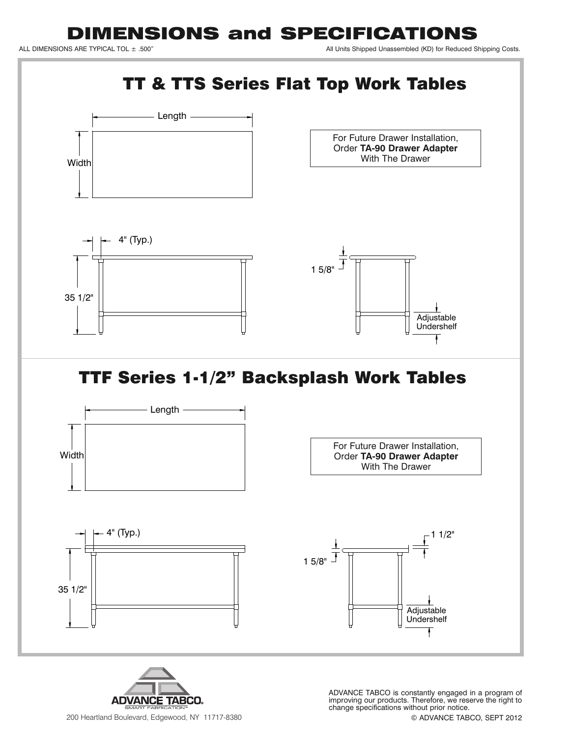# DIMENSIONS and SPECIFICATIONS

ALL DIMENSIONS ARE TYPICAL TOL ± .500"

All Units Shipped Unassembled (KD) for Reduced Shipping Costs.

## TT & TTS Series Flat Top Work Tables

Length

Width

For Future Drawer Installation, Order **TA-90 Drawer Adapter** With The Drawer

4" (Typ.)

35 1/2"

1 5/8"

Adjustable Undershelf

## TTF Series 1-1/2" Backsplash Work Tables

Length

Width

For Future Drawer Installation, Order **TA-90 Drawer Adapter** With The Drawer

4" (Typ.)

35 1/2"

1 5/8"

1 1/2"

Adjustable Undershelf

ADVANCE TABCO
SMART FABRICATION™

200 Heartland Boulevard, Edgewood, NY 11717-8380

ADVANCE TABCO is constantly engaged in a program of improving our products. Therefore, we reserve the right to change specifications without prior notice.

© ADVANCE TABCO, SEPT 2012